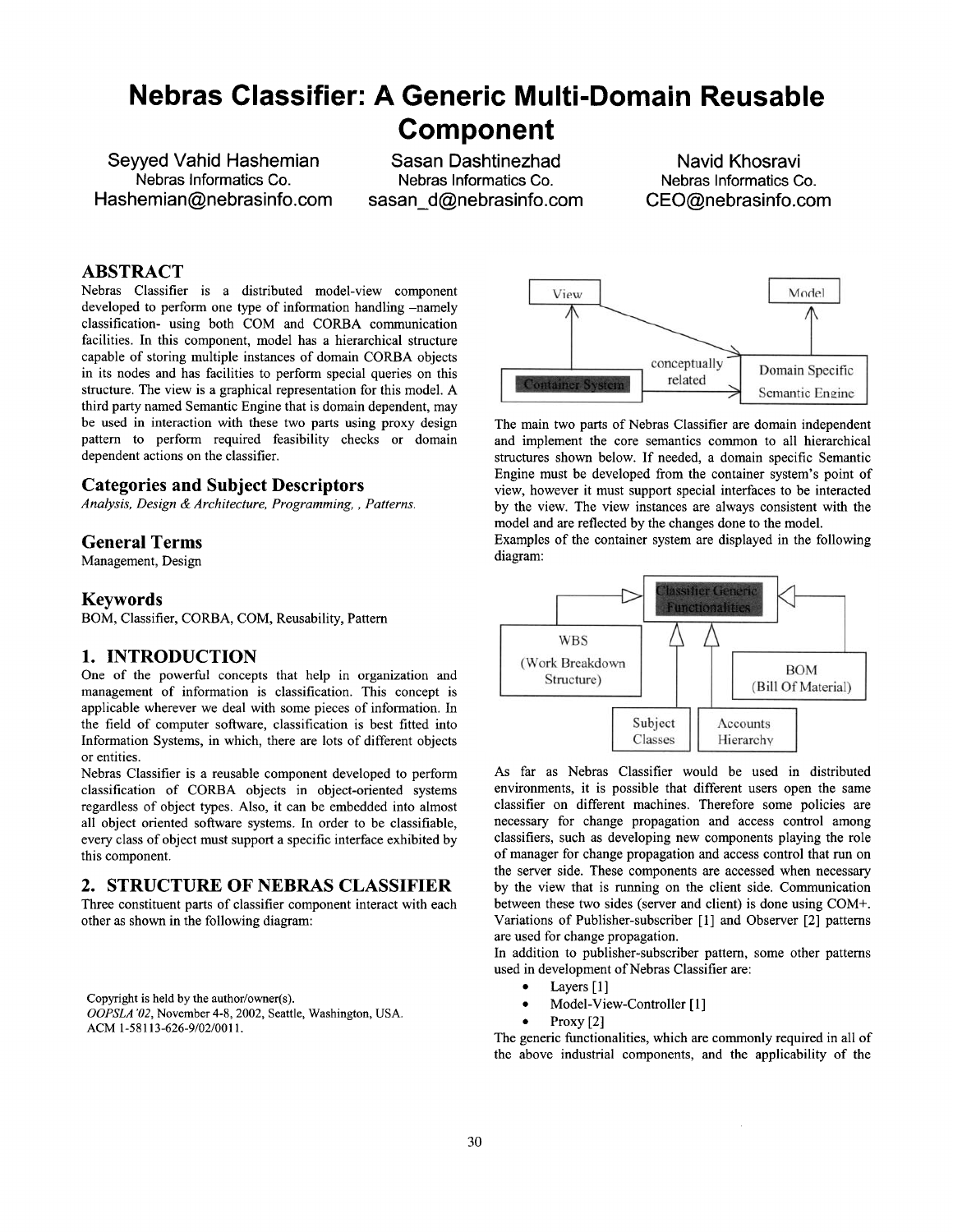# Nebras Classifier: A Generic Multi-Domain Reusable Component

**Seyyed Vahid Hashemian**
Nebras Informatics Co.
Hashemian@nebrasinfo.com

**Sasan Dashtinezhad**
Nebras Informatics Co.
sasan_d@nebrasinfo.com

**Navid Khosravi**
Nebras Informatics Co.
CEO@nebrasinfo.com

## ABSTRACT

Nebras Classifier is a distributed model-view component developed to perform one type of information handling –namely classification- using both COM and CORBA communication facilities. In this component, model has a hierarchical structure capable of storing multiple instances of domain CORBA objects in its nodes and has facilities to perform special queries on this structure. The view is a graphical representation for this model. A third party named Semantic Engine that is domain dependent, may be used in interaction with these two parts using proxy design pattern to perform required feasibility checks or domain dependent actions on the classifier.

### Categories and Subject Descriptors

*Analysis, Design & Architecture, Programming, , Patterns.*

### General Terms

Management, Design

### Keywords

BOM, Classifier, CORBA, COM, Reusability, Pattern

## 1. INTRODUCTION

One of the powerful concepts that help in organization and management of information is classification. This concept is applicable wherever we deal with some pieces of information. In the field of computer software, classification is best fitted into Information Systems, in which, there are lots of different objects or entities.

Nebras Classifier is a reusable component developed to perform classification of CORBA objects in object-oriented systems regardless of object types. Also, it can be embedded into almost all object oriented software systems. In order to be classifiable, every class of object must support a specific interface exhibited by this component.

## 2. STRUCTURE OF NEBRAS CLASSIFIER

Three constituent parts of classifier component interact with each other as shown in the following diagram:

View — Model — Container System — conceptually related — Domain Specific Semantic Engine

The main two parts of Nebras Classifier are domain independent and implement the core semantics common to all hierarchical structures shown below. If needed, a domain specific Semantic Engine must be developed from the container system's point of view, however it must support special interfaces to be interacted by the view. The view instances are always consistent with the model and are reflected by the changes done to the model.

Examples of the container system are displayed in the following diagram:

Classifier Generic Functionalities — WBS (Work Breakdown Structure) — BOM (Bill Of Material) — Subject Classes — Accounts Hierarchy

As far as Nebras Classifier would be used in distributed environments, it is possible that different users open the same classifier on different machines. Therefore some policies are necessary for change propagation and access control among classifiers, such as developing new components playing the role of manager for change propagation and access control that run on the server side. These components are accessed when necessary by the view that is running on the client side. Communication between these two sides (server and client) is done using COM+. Variations of Publisher-subscriber [1] and Observer [2] patterns are used for change propagation.

In addition to publisher-subscriber pattern, some other patterns used in development of Nebras Classifier are:

- Layers [1]
- Model-View-Controller [1]
- Proxy [2]

The generic functionalities, which are commonly required in all of the above industrial components, and the applicability of the

Copyright is held by the author/owner(s).
*OOPSLA'02*, November 4-8, 2002, Seattle, Washington, USA.
ACM 1-58113-626-9/02/0011.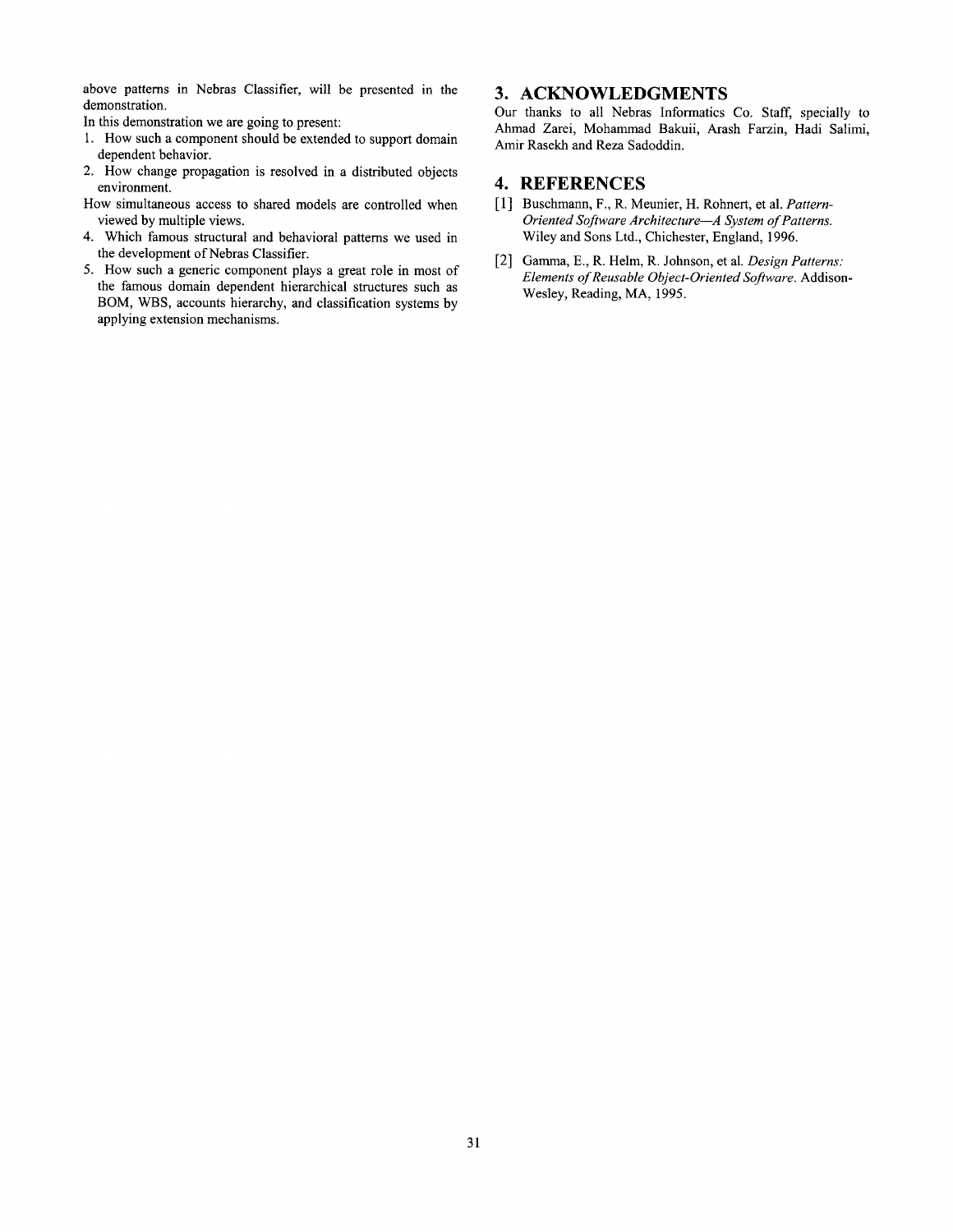above patterns in Nebras Classifier, will be presented in the demonstration.

In this demonstration we are going to present:

1. How such a component should be extended to support domain dependent behavior.
2. How change propagation is resolved in a distributed objects environment.

How simultaneous access to shared models are controlled when viewed by multiple views.

4. Which famous structural and behavioral patterns we used in the development of Nebras Classifier.
5. How such a generic component plays a great role in most of the famous domain dependent hierarchical structures such as BOM, WBS, accounts hierarchy, and classification systems by applying extension mechanisms.

# 3. ACKNOWLEDGMENTS

Our thanks to all Nebras Informatics Co. Staff, specially to Ahmad Zarei, Mohammad Bakuii, Arash Farzin, Hadi Salimi, Amir Rasekh and Reza Sadoddin.

# 4. REFERENCES

[1] Buschmann, F., R. Meunier, H. Rohnert, et al. *Pattern-Oriented Software Architecture—A System of Patterns.* Wiley and Sons Ltd., Chichester, England, 1996.

[2] Gamma, E., R. Helm, R. Johnson, et al. *Design Patterns: Elements of Reusable Object-Oriented Software.* Addison-Wesley, Reading, MA, 1995.